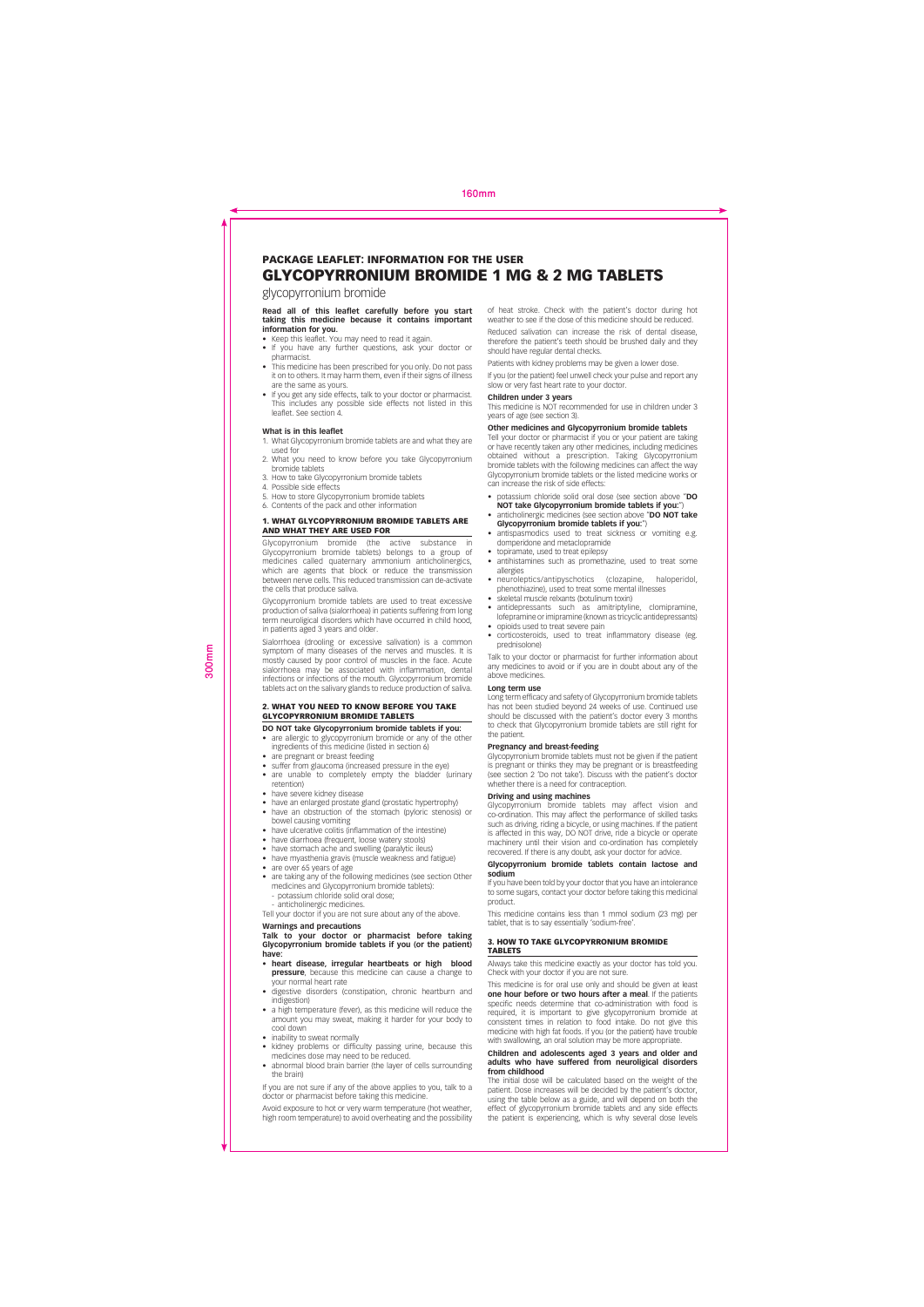# PACKAGE LEAFLET: INFORMATION FOR THE USER

# GLYCOPYRRONIUM BROMIDE 1 MG & 2 MG TABLETS

glycopyrronium bromide

**Read all of this leaflet carefully before you start taking this medicine because it contains important information for you.**

- Keep this leaflet. You may need to read it again.
- If you have any further questions, ask your doctor or pharmacist.
- This medicine has been prescribed for you only. Do not pass it on to others. It may harm them, even if their signs of illness are the same as yours.
- If you get any side effects, talk to your doctor or pharmacist. This includes any possible side effects not listed in this leaflet. See section 4.

**What is in this leaflet**

1. What Glycopyrronium bromide tablets are and what they are used for
2. What you need to know before you take Glycopyrronium bromide tablets
3. How to take Glycopyrronium bromide tablets
4. Possible side effects
5. How to store Glycopyrronium bromide tablets
6. Contents of the pack and other information

## 1. WHAT GLYCOPYRRONIUM BROMIDE TABLETS ARE AND WHAT THEY ARE USED FOR

Glycopyrronium bromide (the active substance in Glycopyrronium bromide tablets) belongs to a group of medicines called quaternary ammonium anticholinergics, which are agents that block or reduce the transmission between nerve cells. This reduced transmission can de-activate the cells that produce saliva.

Glycopyrronium bromide tablets are used to treat excessive production of saliva (sialorrhoea) in patients suffering from long term neurological disorders which have occurred in child hood, in patients aged 3 years and older.

Sialorrhoea (drooling or excessive salivation) is a common symptom of many diseases of the nerves and muscles. It is mostly caused by poor control of muscles in the face. Acute sialorrhoea may be associated with inflammation, dental infections or infections of the mouth. Glycopyrronium bromide tablets act on the salivary glands to reduce production of saliva.

## 2. WHAT YOU NEED TO KNOW BEFORE YOU TAKE GLYCOPYRRONIUM BROMIDE TABLETS

**DO NOT take Glycopyrronium bromide tablets if you:**

- are allergic to glycopyrronium bromide or any of the other ingredients of this medicine (listed in section 6)
- are pregnant or breast feeding
- suffer from glaucoma (increased pressure in the eye)
- are unable to completely empty the bladder (urinary retention)
- have severe kidney disease
- have an enlarged prostate gland (prostatic hypertrophy)
- have an obstruction of the stomach (pyloric stenosis) or bowel causing vomiting
- have ulcerative colitis (inflammation of the intestine)
- have diarrhoea (frequent, loose watery stools)
- have stomach ache and swelling (paralytic ileus)
- have myasthenia gravis (muscle weakness and fatigue)
- are over 65 years of age
- are taking any of the following medicines (see section Other medicines and Glycopyrronium bromide tablets):
  - potassium chloride solid oral dose;
  - anticholinergic medicines.

Tell your doctor if you are not sure about any of the above.

**Warnings and precautions**

**Talk to your doctor or pharmacist before taking Glycopyrronium bromide tablets if you (or the patient) have:**

- **heart disease, irregular heartbeats or high blood pressure**, because this medicine can cause a change to your normal heart rate
- digestive disorders (constipation, chronic heartburn and indigestion)
- a high temperature (fever), as this medicine will reduce the amount you may sweat, making it harder for your body to cool down
- inability to sweat normally
- kidney problems or difficulty passing urine, because this medicines dose may need to be reduced.
- abnormal blood brain barrier (the layer of cells surrounding the brain)

If you are not sure if any of the above applies to you, talk to a doctor or pharmacist before taking this medicine.

Avoid exposure to hot or very warm temperature (hot weather, high room temperature) to avoid overheating and the possibility of heat stroke. Check with the patient's doctor during hot weather to see if the dose of this medicine should be reduced.

Reduced salivation can increase the risk of dental disease, therefore the patient's teeth should be brushed daily and they should have regular dental checks.

Patients with kidney problems may be given a lower dose.

If you (or the patient) feel unwell check your pulse and report any slow or very fast heart rate to your doctor.

**Children under 3 years**

This medicine is NOT recommended for use in children under 3 years of age (see section 3).

**Other medicines and Glycopyrronium bromide tablets**

Tell your doctor or pharmacist if you or your patient are taking or have recently taken any other medicines, including medicines obtained without a prescription. Taking Glycopyrronium bromide tablets with the following medicines can affect the way Glycopyrronium bromide tablets or the listed medicine works or can increase the risk of side effects:

- potassium chloride solid oral dose (see section above "**DO NOT take Glycopyrronium bromide tablets if you:**")
- anticholinergic medicines (see section above "**DO NOT take Glycopyrronium bromide tablets if you:**")
- antispasmodics used to treat sickness or vomiting e.g. domperidone and metaclopramide
- topiramate, used to treat epilepsy
- antihistamines such as promethazine, used to treat some allergies
- neuroleptics/antipyschotics (clozapine, haloperidol, phenothiazine), used to treat some mental illnesses
- skeletal muscle relxants (botulinum toxin)
- antidepressants such as amitriptyline, clomipramine, lofepramine or imipramine (known as tricyclic antidepressants)
- opioids used to treat severe pain
- corticosteroids, used to treat inflammatory disease (eg. prednisolone)

Talk to your doctor or pharmacist for further information about any medicines to avoid or if you are in doubt about any of the above medicines.

**Long term use**

Long term efficacy and safety of Glycopyrronium bromide tablets has not been studied beyond 24 weeks of use. Continued use should be discussed with the patient's doctor every 3 months to check that Glycopyrronium bromide tablets are still right for the patient.

**Pregnancy and breast-feeding**

Glycopyrronium bromide tablets must not be given if the patient is pregnant or thinks they may be pregnant or is breastfeeding (see section 2 'Do not take'). Discuss with the patient's doctor whether there is a need for contraception.

**Driving and using machines**

Glycopyrronium bromide tablets may affect vision and co-ordination. This may affect the performance of skilled tasks such as driving, riding a bicycle, or using machines. If the patient is affected in this way, DO NOT drive, ride a bicycle or operate machinery until their vision and co-ordination has completely recovered. If there is any doubt, ask your doctor for advice.

**Glycopyrronium bromide tablets contain lactose and sodium**

If you have been told by your doctor that you have an intolerance to some sugars, contact your doctor before taking this medicinal product.

This medicine contains less than 1 mmol sodium (23 mg) per tablet, that is to say essentially 'sodium-free'.

## 3. HOW TO TAKE GLYCOPYRRONIUM BROMIDE TABLETS

Always take this medicine exactly as your doctor has told you. Check with your doctor if you are not sure.

This medicine is for oral use only and should be given at least **one hour before or two hours after a meal**. If the patients specific needs determine that co-administration with food is required, it is important to give glycopyrronium bromide at consistent times in relation to food intake. Do not give this medicine with high fat foods. If you (or the patient) have trouble with swallowing, an oral solution may be more appropriate.

**Children and adolescents aged 3 years and older and adults who have suffered from neuroligical disorders from childhood**

The initial dose will be calculated based on the weight of the patient. Dose increases will be decided by the patient's doctor, using the table below as a guide, and will depend on both the effect of glycopyrronium bromide tablets and any side effects the patient is experiencing, which is why several dose levels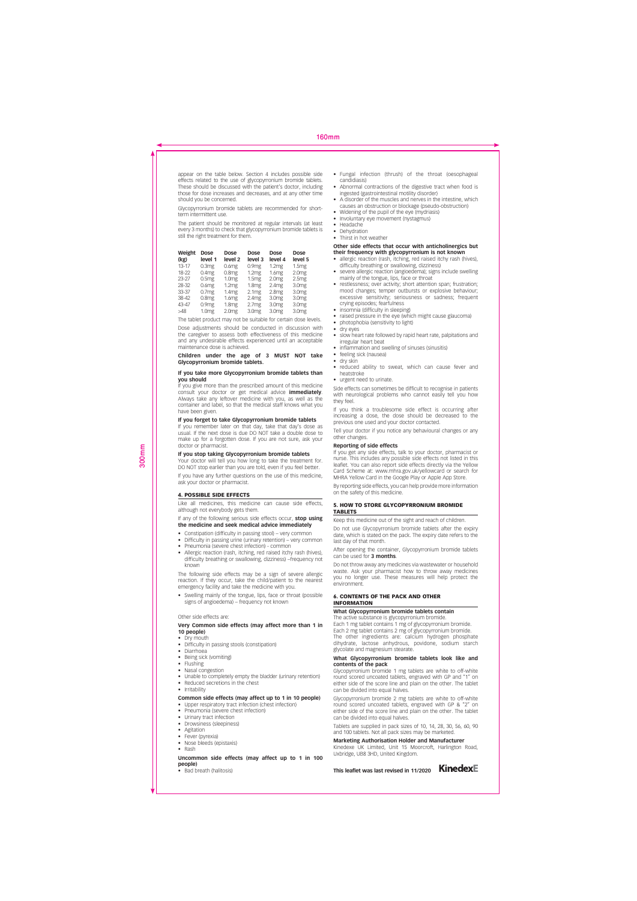appear on the table below. Section 4 includes possible side effects related to the use of glycopyrronium bromide tablets. These should be discussed with the patient's doctor, including those for dose increases and decreases, and at any other time should you be concerned.

Glycopyrronium bromide tablets are recommended for short-term intermittent use.

The patient should be monitored at regular intervals (at least every 3 months) to check that glycopyrronium bromide tablets is still the right treatment for them.

| Weight (kg) | Dose level 1 | Dose level 2 | Dose level 3 | Dose level 4 | Dose level 5 |
|---|---|---|---|---|---|
| 13-17 | 0.3mg | 0.6mg | 0.9mg | 1.2mg | 1.5mg |
| 18-22 | 0.4mg | 0.8mg | 1.2mg | 1.6mg | 2.0mg |
| 23-27 | 0.5mg | 1.0mg | 1.5mg | 2.0mg | 2.5mg |
| 28-32 | 0.6mg | 1.2mg | 1.8mg | 2.4mg | 3.0mg |
| 33-37 | 0.7mg | 1.4mg | 2.1mg | 2.8mg | 3.0mg |
| 38-42 | 0.8mg | 1.6mg | 2.4mg | 3.0mg | 3.0mg |
| 43-47 | 0.9mg | 1.8mg | 2.7mg | 3.0mg | 3.0mg |
| >48 | 1.0mg | 2.0mg | 3.0mg | 3.0mg | 3.0mg |

The tablet product may not be suitable for certain dose levels.

Dose adjustments should be conducted in discussion with the caregiver to assess both effectiveness of this medicine and any undesirable effects experienced until an acceptable maintenance dose is achieved.

**Children under the age of 3 MUST NOT take Glycopyrronium bromide tablets.**

### If you take more Glycopyrronium bromide tablets than you should

If you give more than the prescribed amount of this medicine consult your doctor or get medical advice **immediately**. Always take any leftover medicine with you, as well as the container and label, so that the medical staff knows what you have been given.

### If you forget to take Glycopyrronium bromide tablets

If you remember later on that day, take that day's dose as usual. If the next dose is due DO NOT take a double dose to make up for a forgotten dose. If you are not sure, ask your doctor or pharmacist.

### If you stop taking Glycopyrronium bromide tablets

Your doctor will tell you how long to take the treatment for. DO NOT stop earlier than you are told, even if you feel better.

If you have any further questions on the use of this medicine, ask your doctor or pharmacist.

## 4. POSSIBLE SIDE EFFECTS

Like all medicines, this medicine can cause side effects, although not everybody gets them.

If any of the following serious side effects occur, **stop using the medicine and seek medical advice immediately**

- Constipation (difficulty in passing stool) – very common
- Difficulty in passing urine (urinary retention) – very common
- Pneumonia (severe chest infection) - common
- Allergic reaction (rash, itching, red raised itchy rash (hives), difficulty breathing or swallowing, dizziness) –frequency not known

The following side effects may be a sign of severe allergic reaction. If they occur, take the child/patient to the nearest emergency facility and take the medicine with you.

- Swelling mainly of the tongue, lips, face or throat (possible signs of angioedema) – frequency not known

Other side effects are:

**Very Common side effects (may affect more than 1 in 10 people)**

- Dry mouth
- Difficulty in passing stools (constipation)
- Diarrhoea
- Being sick (vomiting)
- Flushing
- Nasal congestion
- Unable to completely empty the bladder (urinary retention)
- Reduced secretions in the chest
- Irritability

**Common side effects (may affect up to 1 in 10 people)**

- Upper respiratory tract infection (chest infection)
- Pneumonia (severe chest infection)
- Urinary tract infection
- Drowsiness (sleepiness)
- Agitation
- Fever (pyrexia)
- Nose bleeds (epistaxis)
- Rash

**Uncommon side effects (may affect up to 1 in 100 people)**

- Bad breath (halitosis)
- Fungal infection (thrush) of the throat (oesophageal candidiasis)
- Abnormal contractions of the digestive tract when food is ingested (gastrointestinal motility disorder)
- A disorder of the muscles and nerves in the intestine, which causes an obstruction or blockage (pseudo-obstruction)
- Widening of the pupil of the eye (mydriasis)
- Involuntary eye movement (nystagmus)
- Headache
- Dehydration
- Thirst in hot weather

**Other side effects that occur with anticholinergics but their frequency with glycopyrronium is not known**

- allergic reaction (rash, itching, red raised itchy rash (hives), difficulty breathing or swallowing, dizziness)
- severe allergic reaction (angioedema); signs include swelling mainly of the tongue, lips, face or throat
- restlessness; over activity; short attention span; frustration; mood changes; temper outbursts or explosive behaviour; excessive sensitivity; seriousness or sadness; frequent crying episodes; fearfulness
- insomnia (difficulty in sleeping)
- raised pressure in the eye (which might cause glaucoma)
- photophobia (sensitivity to light)
- dry eyes
- slow heart rate followed by rapid heart rate, palpitations and irregular heart beat
- inflammation and swelling of sinuses (sinusitis)
- feeling sick (nausea)
- dry skin
- reduced ability to sweat, which can cause fever and heatstroke
- urgent need to urinate.

Side effects can sometimes be difficult to recognise in patients with neurological problems who cannot easily tell you how they feel.

If you think a troublesome side effect is occurring after increasing a dose, the dose should be decreased to the previous one used and your doctor contacted.

Tell your doctor if you notice any behavioural changes or any other changes.

### Reporting of side effects

If you get any side effects, talk to your doctor, pharmacist or nurse. This includes any possible side effects not listed in this leaflet. You can also report side effects directly via the Yellow Card Scheme at: www.mhra.gov.uk/yellowcard or search for MHRA Yellow Card in the Google Play or Apple App Store.

By reporting side effects, you can help provide more information on the safety of this medicine.

## 5. HOW TO STORE GLYCOPYRRONIUM BROMIDE TABLETS

Keep this medicine out of the sight and reach of children.

Do not use Glycopyrronium bromide tablets after the expiry date, which is stated on the pack. The expiry date refers to the last day of that month.

After opening the container, Glycopyrronium bromide tablets can be used for **3 months**.

Do not throw away any medicines via wastewater or household waste. Ask your pharmacist how to throw away medicines you no longer use. These measures will help protect the environment.

## 6. CONTENTS OF THE PACK AND OTHER INFORMATION

### What Glycopyrronium bromide tablets contain

The active substance is glycopyrronium bromide.
Each 1 mg tablet contains 1 mg of glycopyrronium bromide.
Each 2 mg tablet contains 2 mg of glycopyrronium bromide.
The other ingredients are: calcium hydrogen phosphate dihydrate, lactose anhydrous, povidone, sodium starch glycolate and magnesium stearate.

### What Glycopyrronium bromide tablets look like and contents of the pack

Glycopyrronium bromide 1 mg tablets are white to off-white round scored uncoated tablets, engraved with GP and "1" on either side of the score line and plain on the other. The tablet can be divided into equal halves.

Glycopyrronium bromide 2 mg tablets are white to off-white round scored uncoated tablets, engraved with GP & "2" on either side of the score line and plain on the other. The tablet can be divided into equal halves.

Tablets are supplied in pack sizes of 10, 14, 28, 30, 56, 60, 90 and 100 tablets. Not all pack sizes may be marketed.

### Marketing Authorisation Holder and Manufacturer

Kinedexe UK Limited, Unit 15 Moorcroft, Harlington Road, Uxbridge, UB8 3HD, United Kingdom.

**This leaflet was last revised in 11/2020**

KinedexE